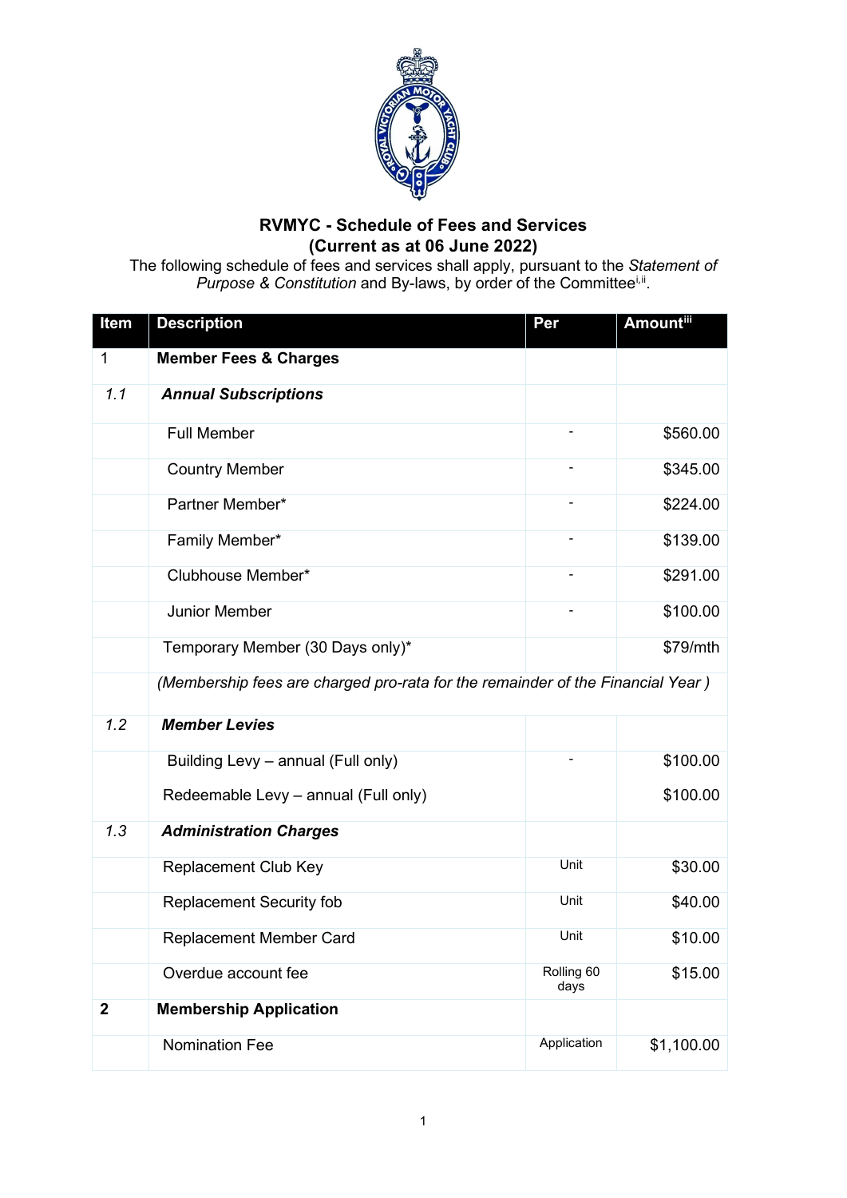# RVMYC - Schedule of Fees and Services
## (Current as at 06 June 2022)

The following schedule of fees and services shall apply, pursuant to the *Statement of Purpose & Constitution* and By-laws, by order of the Committee[i,ii].

| Item | Description | Per | Amount[iii] |
|---|---|---|---|
| 1 | **Member Fees & Charges** | | |
| *1.1* | ***Annual Subscriptions*** | | |
| | Full Member | - | $560.00 |
| | Country Member | - | $345.00 |
| | Partner Member* | - | $224.00 |
| | Family Member* | - | $139.00 |
| | Clubhouse Member* | - | $291.00 |
| | Junior Member | - | $100.00 |
| | Temporary Member (30 Days only)* | | $79/mth |
| | *(Membership fees are charged pro-rata for the remainder of the Financial Year )* | | |
| *1.2* | ***Member Levies*** | | |
| | Building Levy – annual (Full only) | - | $100.00 |
| | Redeemable Levy – annual (Full only) | | $100.00 |
| *1.3* | ***Administration Charges*** | | |
| | Replacement Club Key | Unit | $30.00 |
| | Replacement Security fob | Unit | $40.00 |
| | Replacement Member Card | Unit | $10.00 |
| | Overdue account fee | Rolling 60 days | $15.00 |
| **2** | **Membership Application** | | |
| | Nomination Fee | Application | $1,100.00 |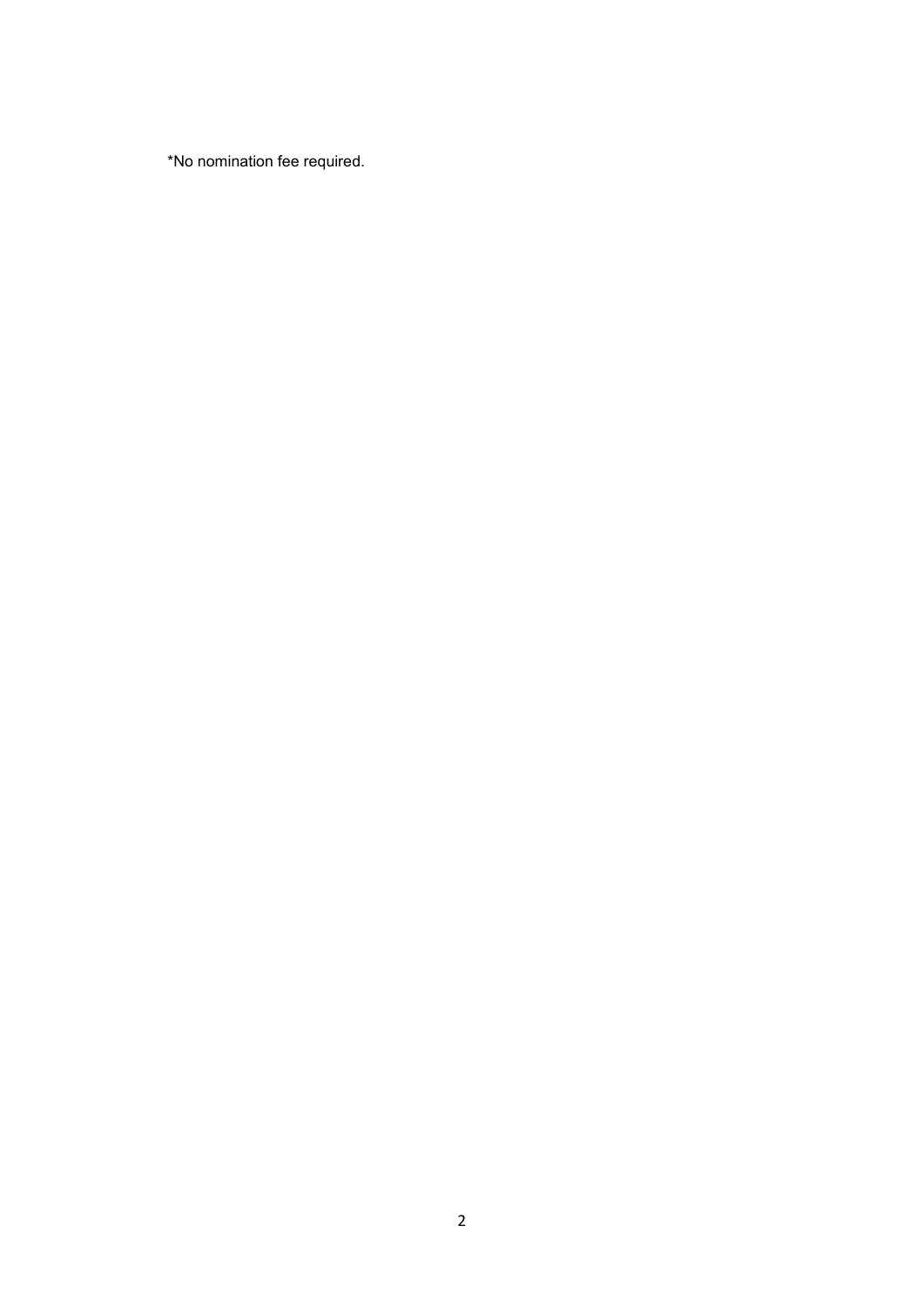*No nomination fee required.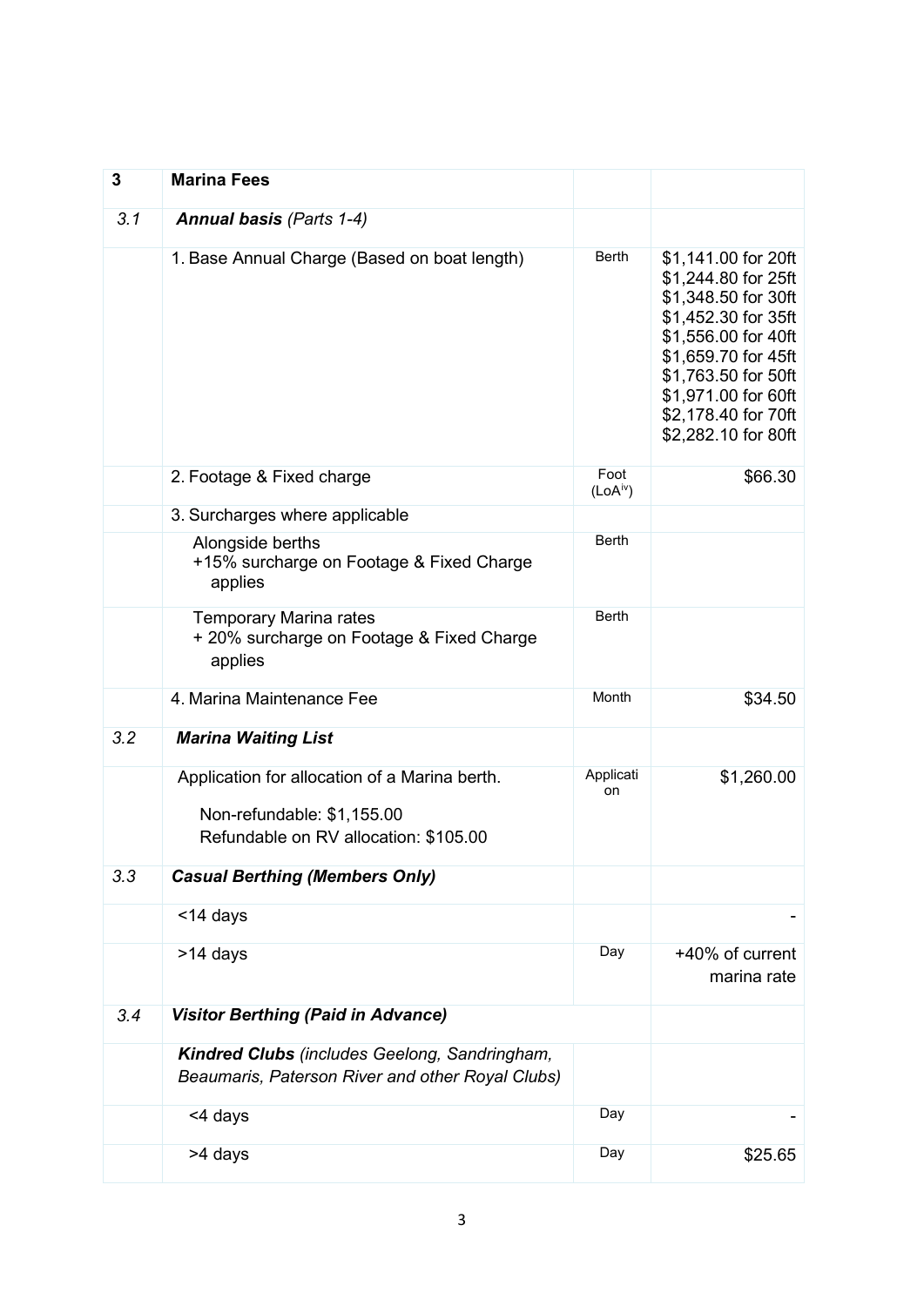| 3 | **Marina Fees** | | |
|---|---|---|---|
| *3.1* | ***Annual basis** (Parts 1-4)* | | |
| | 1. Base Annual Charge (Based on boat length) | Berth | $1,141.00 for 20ft<br>$1,244.80 for 25ft<br>$1,348.50 for 30ft<br>$1,452.30 for 35ft<br>$1,556.00 for 40ft<br>$1,659.70 for 45ft<br>$1,763.50 for 50ft<br>$1,971.00 for 60ft<br>$2,178.40 for 70ft<br>$2,282.10 for 80ft |
| | 2. Footage & Fixed charge | Foot (LoA[iv]) | $66.30 |
| | 3. Surcharges where applicable | | |
| | Alongside berths<br>+15% surcharge on Footage & Fixed Charge applies | Berth | |
| | Temporary Marina rates<br>+ 20% surcharge on Footage & Fixed Charge applies | Berth | |
| | 4. Marina Maintenance Fee | Month | $34.50 |
| *3.2* | ***Marina Waiting List*** | | |
| | Application for allocation of a Marina berth.<br>Non-refundable: $1,155.00<br>Refundable on RV allocation: $105.00 | Application | $1,260.00 |
| *3.3* | ***Casual Berthing (Members Only)*** | | |
| | <14 days | | - |
| | >14 days | Day | +40% of current marina rate |
| *3.4* | ***Visitor Berthing (Paid in Advance)*** | | |
| | ***Kindred Clubs** (includes Geelong, Sandringham, Beaumaris, Paterson River and other Royal Clubs)* | | |
| | <4 days | Day | - |
| | >4 days | Day | $25.65 |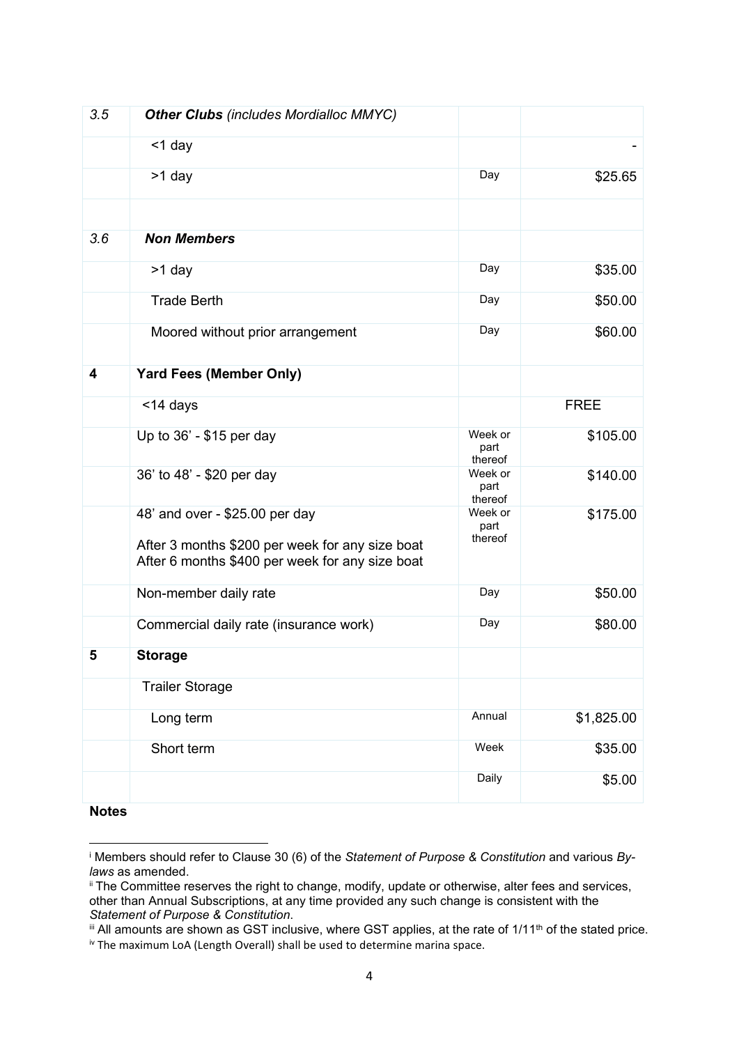| | | | |
|---|---|---|---|
| *3.5* | ***Other Clubs** (includes Mordialloc MMYC)* | | |
| | <1 day | | - |
| | >1 day | Day | $25.65 |
| | | | |
| *3.6* | ***Non Members*** | | |
| | >1 day | Day | $35.00 |
| | Trade Berth | Day | $50.00 |
| | Moored without prior arrangement | Day | $60.00 |
| **4** | **Yard Fees (Member Only)** | | |
| | <14 days | | FREE |
| | Up to 36' - $15 per day | Week or part thereof | $105.00 |
| | 36' to 48' - $20 per day | Week or part thereof | $140.00 |
| | 48' and over - $25.00 per day<br><br>After 3 months $200 per week for any size boat<br>After 6 months $400 per week for any size boat | Week or part thereof | $175.00 |
| | Non-member daily rate | Day | $50.00 |
| | Commercial daily rate (insurance work) | Day | $80.00 |
| **5** | **Storage** | | |
| | Trailer Storage | | |
| | Long term | Annual | $1,825.00 |
| | Short term | Week | $35.00 |
| | | Daily | $5.00 |

**Notes**

[i] Members should refer to Clause 30 (6) of the *Statement of Purpose & Constitution* and various *By-laws* as amended.

[ii] The Committee reserves the right to change, modify, update or otherwise, alter fees and services, other than Annual Subscriptions, at any time provided any such change is consistent with the *Statement of Purpose & Constitution*.

[iii] All amounts are shown as GST inclusive, where GST applies, at the rate of 1/11th of the stated price.

[iv] The maximum LoA (Length Overall) shall be used to determine marina space.